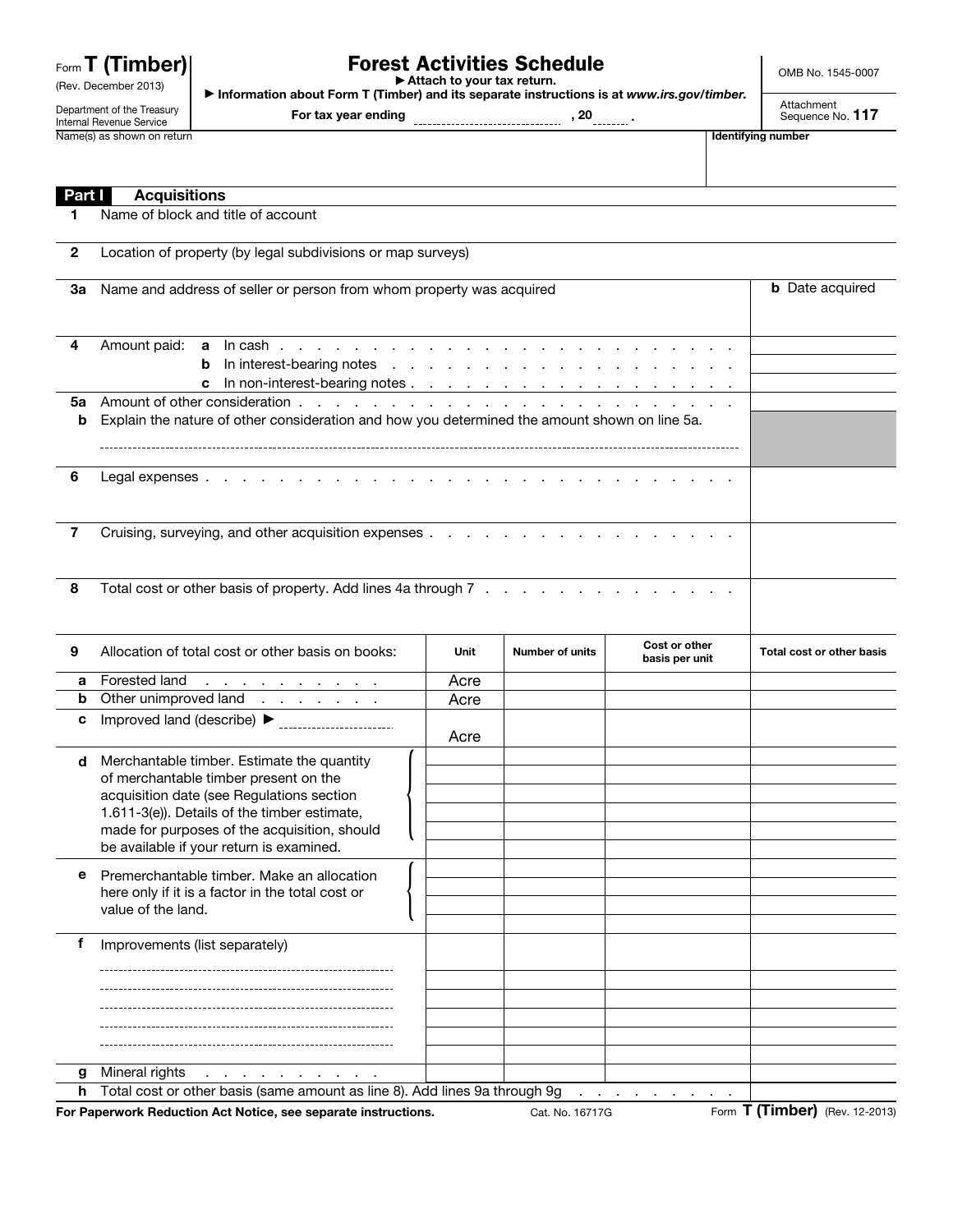Form **T (Timber)**
(Rev. December 2013)
Department of the Treasury
Internal Revenue Service

# Forest Activities Schedule

▶ Attach to your tax return.
▶ Information about Form T (Timber) and its separate instructions is at *www.irs.gov/timber.*

**For tax year ending** ______________ **, 20** ____ **.**

OMB No. 1545-0007

Attachment Sequence No. **117**

Name(s) as shown on return

**Identifying number**

## Part I Acquisitions

**1** Name of block and title of account

**2** Location of property (by legal subdivisions or map surveys)

**3a** Name and address of seller or person from whom property was acquired

**b** Date acquired

**4** Amount paid: **a** In cash . . . . . . . . . . . . . . . . . . . . . . . . . .

**b** In interest-bearing notes . . . . . . . . . . . . . . . . . . . . .

**c** In non-interest-bearing notes . . . . . . . . . . . . . . . . . . . .

**5a** Amount of other consideration . . . . . . . . . . . . . . . . . . . . . . . .

**b** Explain the nature of other consideration and how you determined the amount shown on line 5a.

**6** Legal expenses . . . . . . . . . . . . . . . . . . . . . . . . . . . . .

**7** Cruising, surveying, and other acquisition expenses . . . . . . . . . . . . . . . . . .

**8** Total cost or other basis of property. Add lines 4a through 7 . . . . . . . . . . . . . . .

| **9** | Allocation of total cost or other basis on books: | Unit | Number of units | Cost or other basis per unit | Total cost or other basis |
|---|---|---|---|---|---|
| **a** | Forested land . . . . . . . . . . . | Acre | | | |
| **b** | Other unimproved land . . . . . . . | Acre | | | |
| **c** | Improved land (describe) ▶ ______________ | Acre | | | |
| **d** | Merchantable timber. Estimate the quantity of merchantable timber present on the acquisition date (see Regulations section 1.611-3(e)). Details of the timber estimate, made for purposes of the acquisition, should be available if your return is examined. | | | | |
| | | | | | |
| | | | | | |
| | | | | | |
| | | | | | |
| **e** | Premerchantable timber. Make an allocation here only if it is a factor in the total cost or value of the land. | | | | |
| | | | | | |
| | | | | | |
| | | | | | |
| **f** | Improvements (list separately) | | | | |
| | ______________ | | | | |
| | ______________ | | | | |
| | ______________ | | | | |
| | ______________ | | | | |
| | ______________ | | | | |
| **g** | Mineral rights . . . . . . . . . . . | | | | |
| **h** | Total cost or other basis (same amount as line 8). Add lines 9a through 9g . . . . . . . . . . | | | | |

**For Paperwork Reduction Act Notice, see separate instructions.** Cat. No. 16717G Form **T (Timber)** (Rev. 12-2013)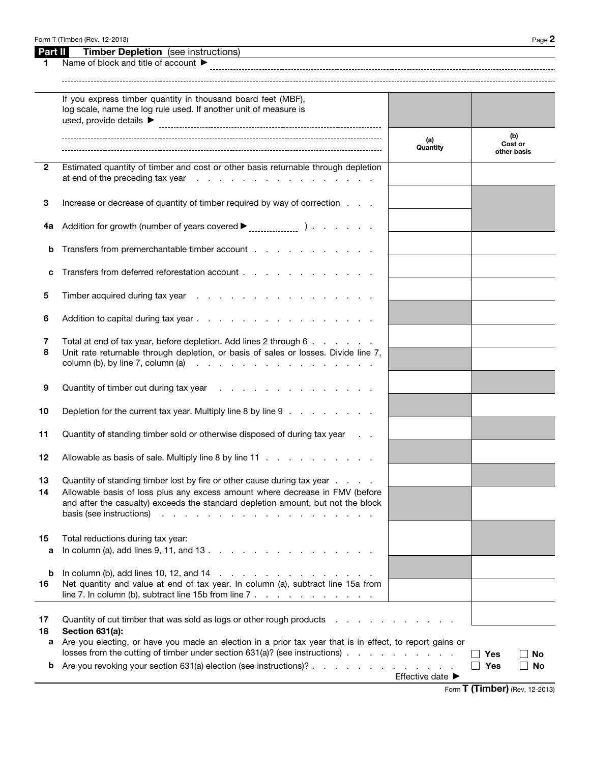## Part II Timber Depletion (see instructions)

**1** Name of block and title of account ▶

If you express timber quantity in thousand board feet (MBF), log scale, name the log rule used. If another unit of measure is used, provide details ▶

| | | (a) Quantity | (b) Cost or other basis |
|---|---|---|---|
| 2 | Estimated quantity of timber and cost or other basis returnable through depletion at end of the preceding tax year | | |
| 3 | Increase or decrease of quantity of timber required by way of correction | | |
| 4a | Addition for growth (number of years covered ▶ ______ ) | | |
| b | Transfers from premerchantable timber account | | |
| c | Transfers from deferred reforestation account | | |
| 5 | Timber acquired during tax year | | |
| 6 | Addition to capital during tax year | | |
| 7 | Total at end of tax year, before depletion. Add lines 2 through 6 | | |
| 8 | Unit rate returnable through depletion, or basis of sales or losses. Divide line 7, column (b), by line 7, column (a) | | |
| 9 | Quantity of timber cut during tax year | | |
| 10 | Depletion for the current tax year. Multiply line 8 by line 9 | | |
| 11 | Quantity of standing timber sold or otherwise disposed of during tax year | | |
| 12 | Allowable as basis of sale. Multiply line 8 by line 11 | | |
| 13 | Quantity of standing timber lost by fire or other cause during tax year | | |
| 14 | Allowable basis of loss plus any excess amount where decrease in FMV (before and after the casualty) exceeds the standard depletion amount, but not the block basis (see instructions) | | |
| 15 | Total reductions during tax year: | | |
| a | In column (a), add lines 9, 11, and 13 | | |
| b | In column (b), add lines 10, 12, and 14 | | |
| 16 | Net quantity and value at end of tax year. In column (a), subtract line 15a from line 7. In column (b), subtract line 15b from line 7 | | |
| 17 | Quantity of cut timber that was sold as logs or other rough products | | |

**18 Section 631(a):**

**a** Are you electing, or have you made an election in a prior tax year that is in effect, to report gains or losses from the cutting of timber under section 631(a)? (see instructions) ☐ Yes ☐ No

**b** Are you revoking your section 631(a) election (see instructions)? ☐ Yes ☐ No

Effective date ▶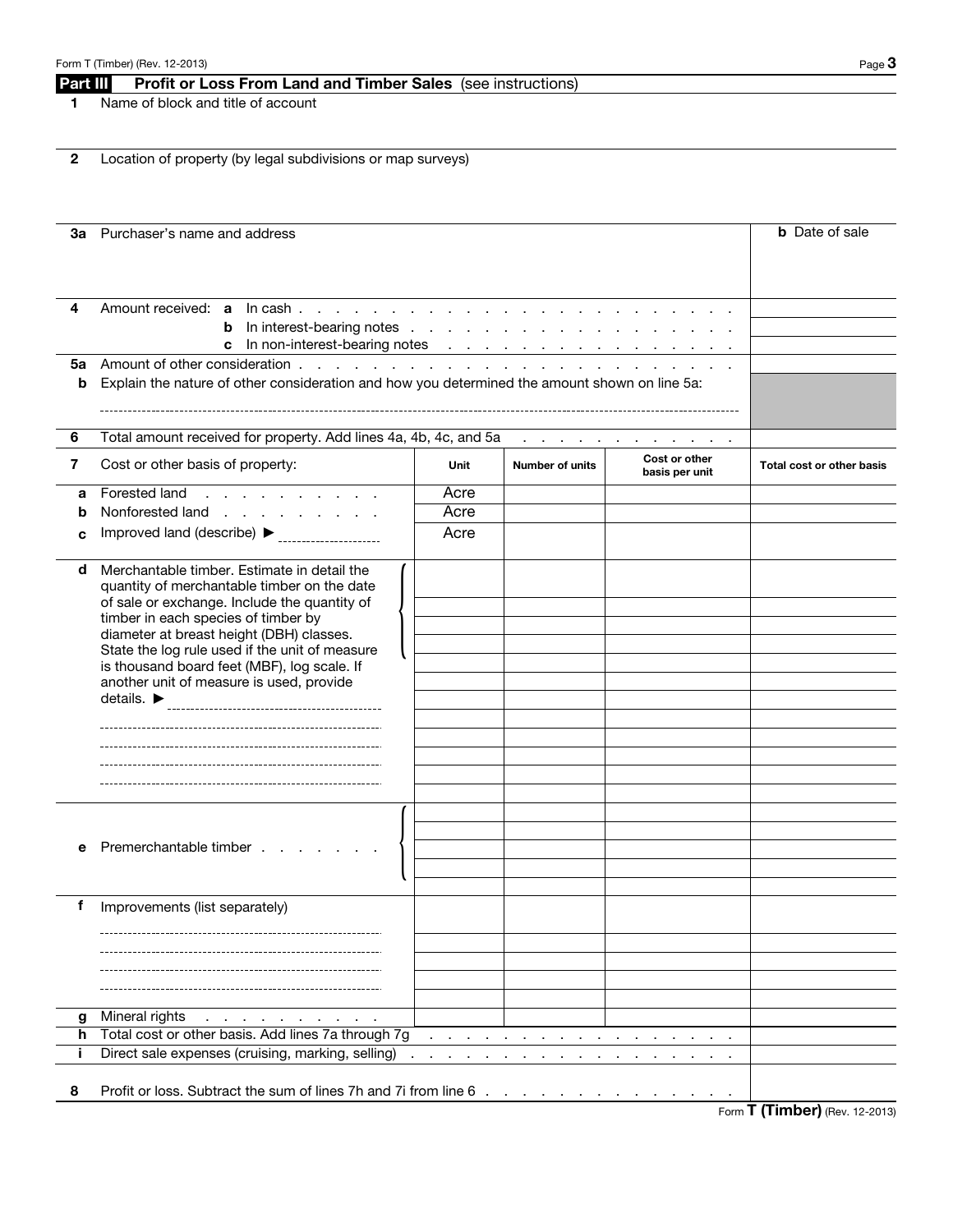## Part III Profit or Loss From Land and Timber Sales (see instructions)

**1** Name of block and title of account

**2** Location of property (by legal subdivisions or map surveys)

| | | |
|---|---|---|
| **3a** Purchaser's name and address | | **b** Date of sale |
| **4** Amount received: **a** In cash | | |
| **b** In interest-bearing notes | | |
| **c** In non-interest-bearing notes | | |
| **5a** Amount of other consideration | | |
| **b** Explain the nature of other consideration and how you determined the amount shown on line 5a: | | |
| **6** Total amount received for property. Add lines 4a, 4b, 4c, and 5a | | |

| **7** Cost or other basis of property: | Unit | Number of units | Cost or other basis per unit | Total cost or other basis |
|---|---|---|---|---|
| **a** Forested land | Acre | | | |
| **b** Nonforested land | Acre | | | |
| **c** Improved land (describe) ► | Acre | | | |
| **d** Merchantable timber. Estimate in detail the quantity of merchantable timber on the date of sale or exchange. Include the quantity of timber in each species of timber by diameter at breast height (DBH) classes. State the log rule used if the unit of measure is thousand board feet (MBF), log scale. If another unit of measure is used, provide details. ► | | | | |
| | | | | |
| | | | | |
| | | | | |
| | | | | |
| | | | | |
| | | | | |
| | | | | |
| | | | | |
| | | | | |
| | | | | |
| | | | | |
| | | | | |
| **e** Premerchantable timber | | | | |
| | | | | |
| | | | | |
| | | | | |
| | | | | |
| **f** Improvements (list separately) | | | | |
| | | | | |
| | | | | |
| | | | | |
| | | | | |
| **g** Mineral rights | | | | |
| **h** Total cost or other basis. Add lines 7a through 7g | | | | |
| **i** Direct sale expenses (cruising, marking, selling) | | | | |
| **8** Profit or loss. Subtract the sum of lines 7h and 7i from line 6 | | | | |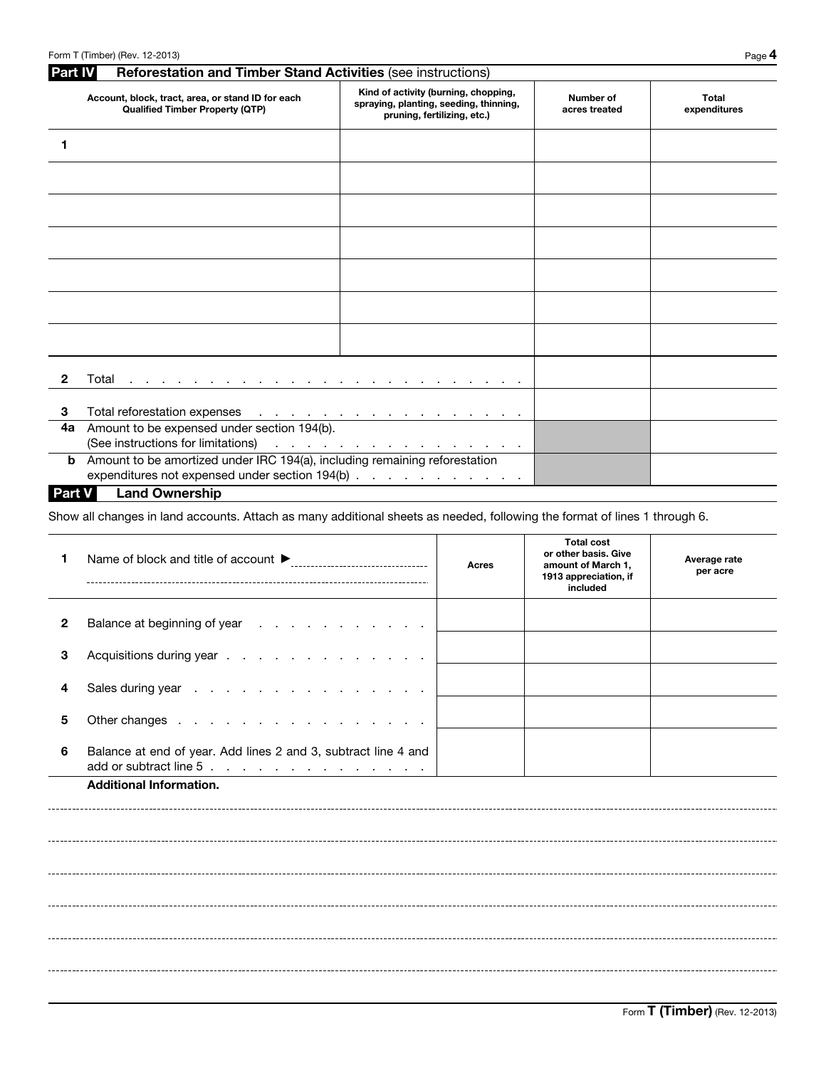## Part IV Reforestation and Timber Stand Activities (see instructions)

| | Account, block, tract, area, or stand ID for each Qualified Timber Property (QTP) | Kind of activity (burning, chopping, spraying, planting, seeding, thinning, pruning, fertilizing, etc.) | Number of acres treated | Total expenditures |
|---|---|---|---|---|
| 1 | | | | |
| | | | | |
| | | | | |
| | | | | |
| | | | | |
| | | | | |
| | | | | |
| 2 | Total | | | |
| 3 | Total reforestation expenses | | | |
| 4a | Amount to be expensed under section 194(b). (See instructions for limitations) | | | |
| b | Amount to be amortized under IRC 194(a), including remaining reforestation expenditures not expensed under section 194(b) | | | |

## Part V Land Ownership

Show all changes in land accounts. Attach as many additional sheets as needed, following the format of lines 1 through 6.

| | | Acres | Total cost or other basis. Give amount of March 1, 1913 appreciation, if included | Average rate per acre |
|---|---|---|---|---|
| 1 | Name of block and title of account ► | | | |
| 2 | Balance at beginning of year | | | |
| 3 | Acquisitions during year | | | |
| 4 | Sales during year | | | |
| 5 | Other changes | | | |
| 6 | Balance at end of year. Add lines 2 and 3, subtract line 4 and add or subtract line 5 | | | |

**Additional Information.**

Form **T (Timber)** (Rev. 12-2013)